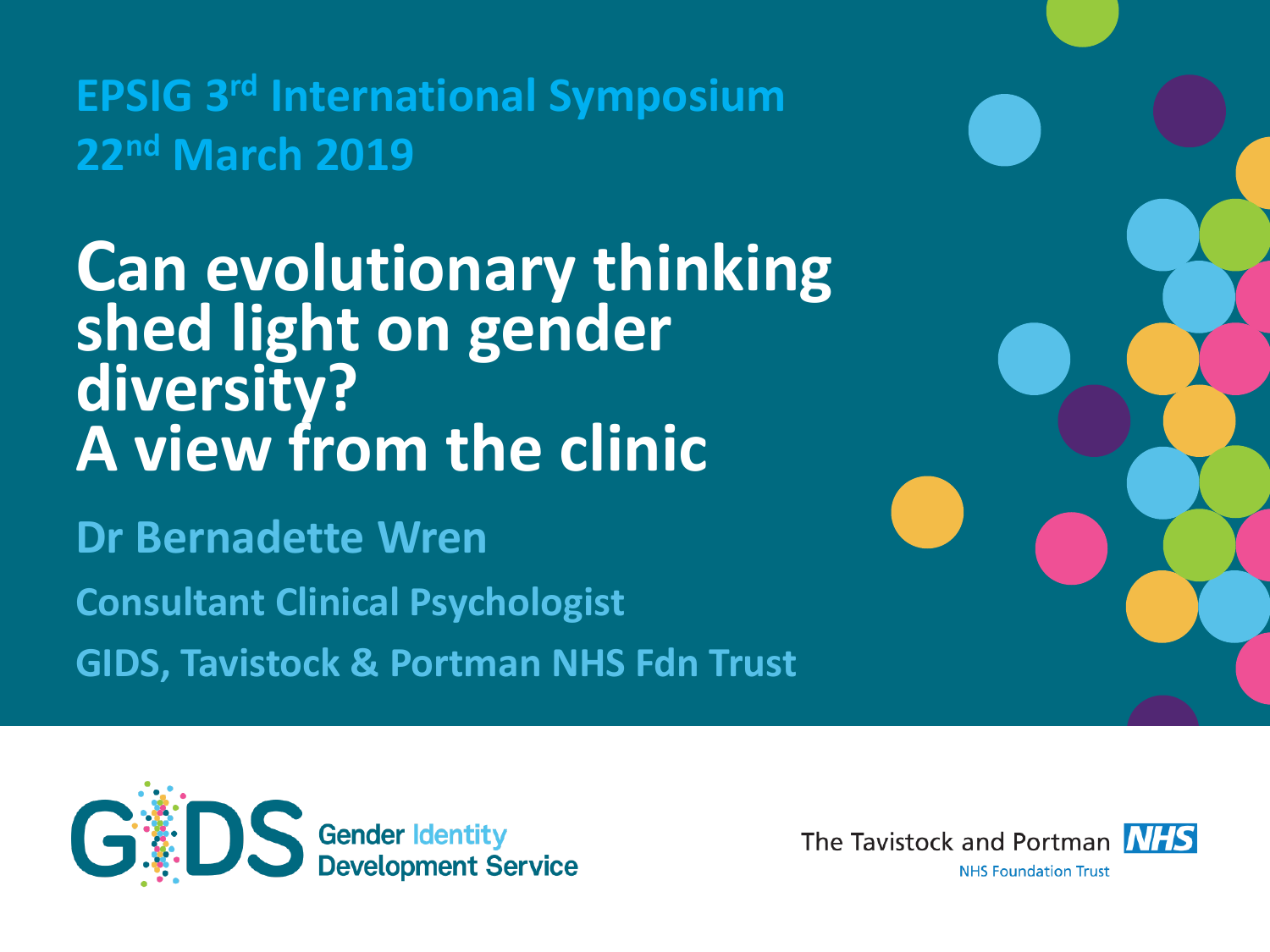EPSIG 3rd International Symposium
22nd March 2019

# Can evolutionary thinking shed light on gender diversity?
# A view from the clinic

**Dr Bernadette Wren**

**Consultant Clinical Psychologist**

**GIDS, Tavistock & Portman NHS Fdn Trust**

GIDS Gender Identity Development Service

The Tavistock and Portman NHS
NHS Foundation Trust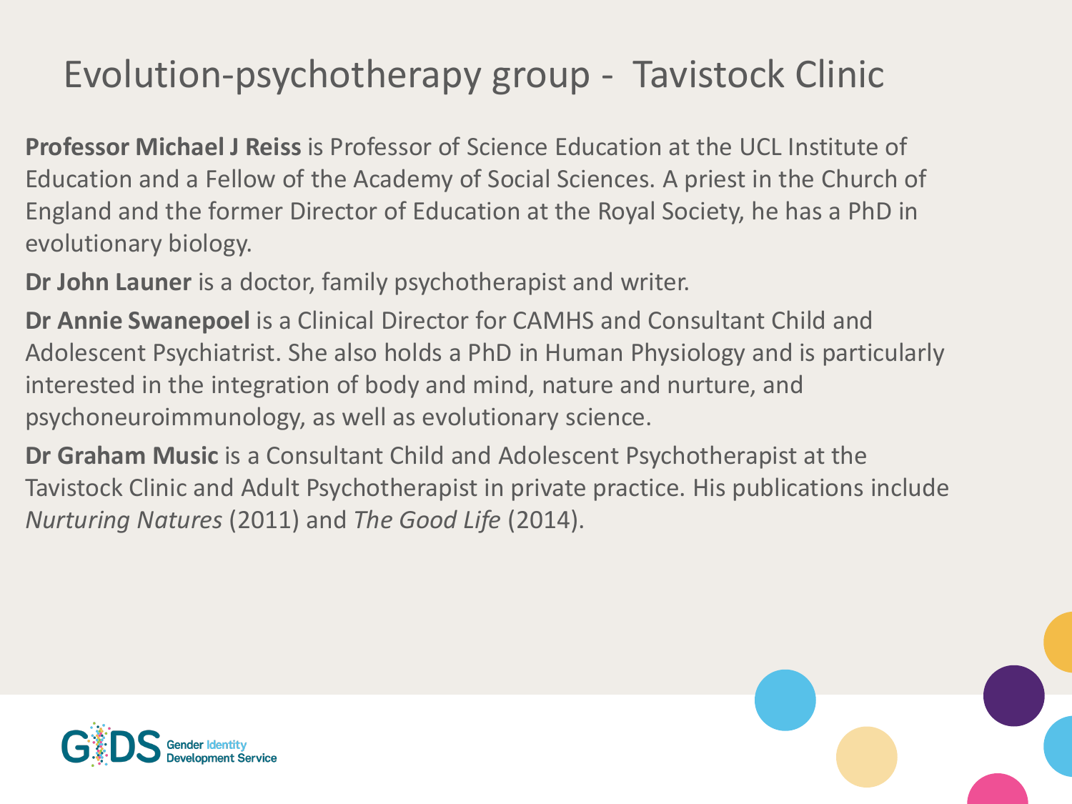# Evolution-psychotherapy group - Tavistock Clinic

**Professor Michael J Reiss** is Professor of Science Education at the UCL Institute of Education and a Fellow of the Academy of Social Sciences. A priest in the Church of England and the former Director of Education at the Royal Society, he has a PhD in evolutionary biology.

**Dr John Launer** is a doctor, family psychotherapist and writer.

**Dr Annie Swanepoel** is a Clinical Director for CAMHS and Consultant Child and Adolescent Psychiatrist. She also holds a PhD in Human Physiology and is particularly interested in the integration of body and mind, nature and nurture, and psychoneuroimmunology, as well as evolutionary science.

**Dr Graham Music** is a Consultant Child and Adolescent Psychotherapist at the Tavistock Clinic and Adult Psychotherapist in private practice. His publications include *Nurturing Natures* (2011) and *The Good Life* (2014).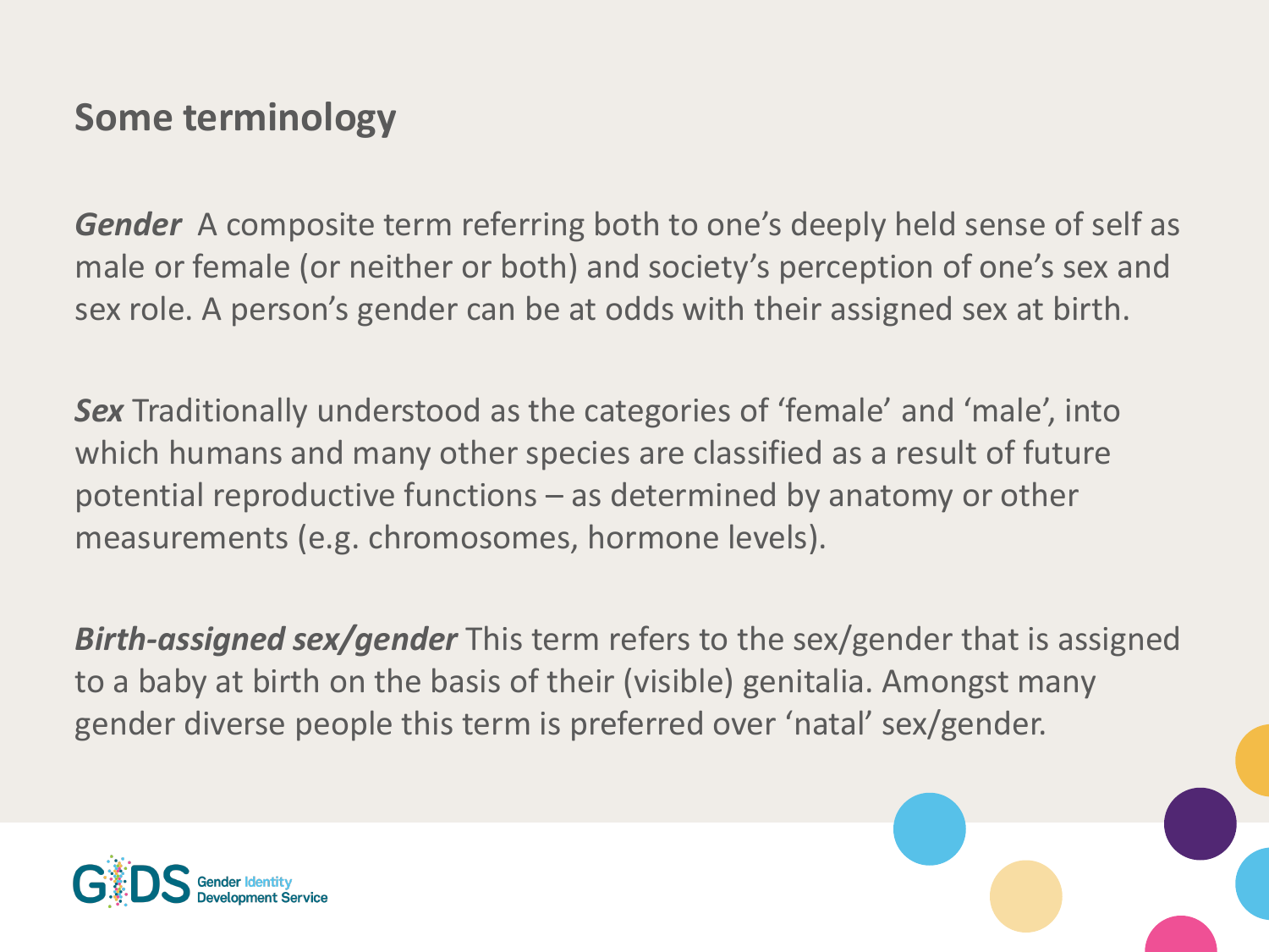## Some terminology

***Gender*** A composite term referring both to one's deeply held sense of self as male or female (or neither or both) and society's perception of one's sex and sex role. A person's gender can be at odds with their assigned sex at birth.

***Sex*** Traditionally understood as the categories of 'female' and 'male', into which humans and many other species are classified as a result of future potential reproductive functions – as determined by anatomy or other measurements (e.g. chromosomes, hormone levels).

***Birth-assigned sex/gender*** This term refers to the sex/gender that is assigned to a baby at birth on the basis of their (visible) genitalia. Amongst many gender diverse people this term is preferred over 'natal' sex/gender.

GIDS Gender Identity Development Service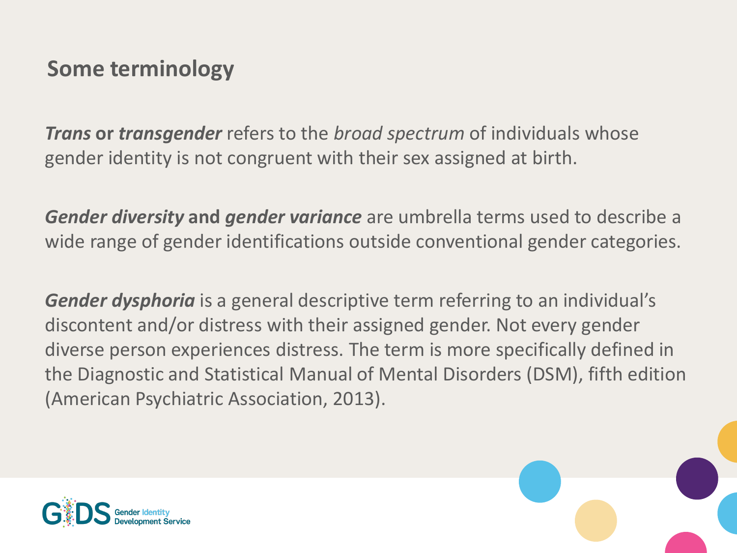## Some terminology

***Trans* or *transgender*** refers to the *broad spectrum* of individuals whose gender identity is not congruent with their sex assigned at birth.

***Gender diversity* and *gender variance*** are umbrella terms used to describe a wide range of gender identifications outside conventional gender categories.

***Gender dysphoria*** is a general descriptive term referring to an individual's discontent and/or distress with their assigned gender. Not every gender diverse person experiences distress. The term is more specifically defined in the Diagnostic and Statistical Manual of Mental Disorders (DSM), fifth edition (American Psychiatric Association, 2013).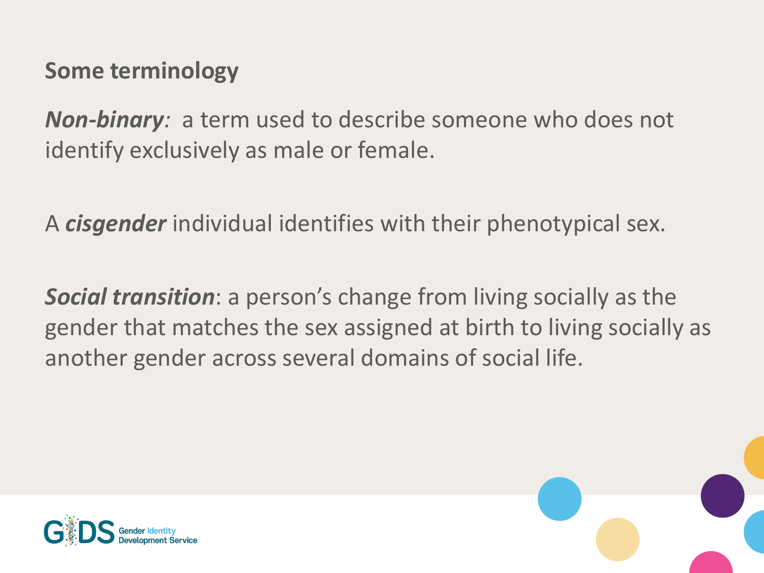## Some terminology

***Non-binary****:* a term used to describe someone who does not identify exclusively as male or female.

A ***cisgender*** individual identifies with their phenotypical sex.

***Social transition***: a person's change from living socially as the gender that matches the sex assigned at birth to living socially as another gender across several domains of social life.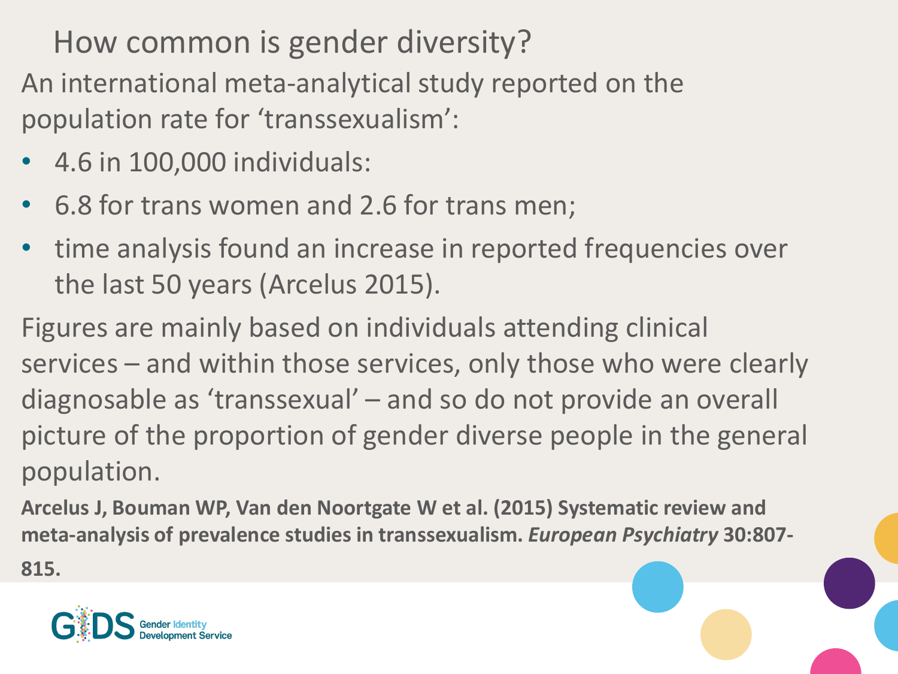# How common is gender diversity?

An international meta-analytical study reported on the population rate for 'transsexualism':

- 4.6 in 100,000 individuals:
- 6.8 for trans women and 2.6 for trans men;
- time analysis found an increase in reported frequencies over the last 50 years (Arcelus 2015).

Figures are mainly based on individuals attending clinical services – and within those services, only those who were clearly diagnosable as 'transsexual' – and so do not provide an overall picture of the proportion of gender diverse people in the general population.

**Arcelus J, Bouman WP, Van den Noortgate W et al. (2015) Systematic review and meta-analysis of prevalence studies in transsexualism. *European Psychiatry* 30:807-815.**

GIDS Gender Identity Development Service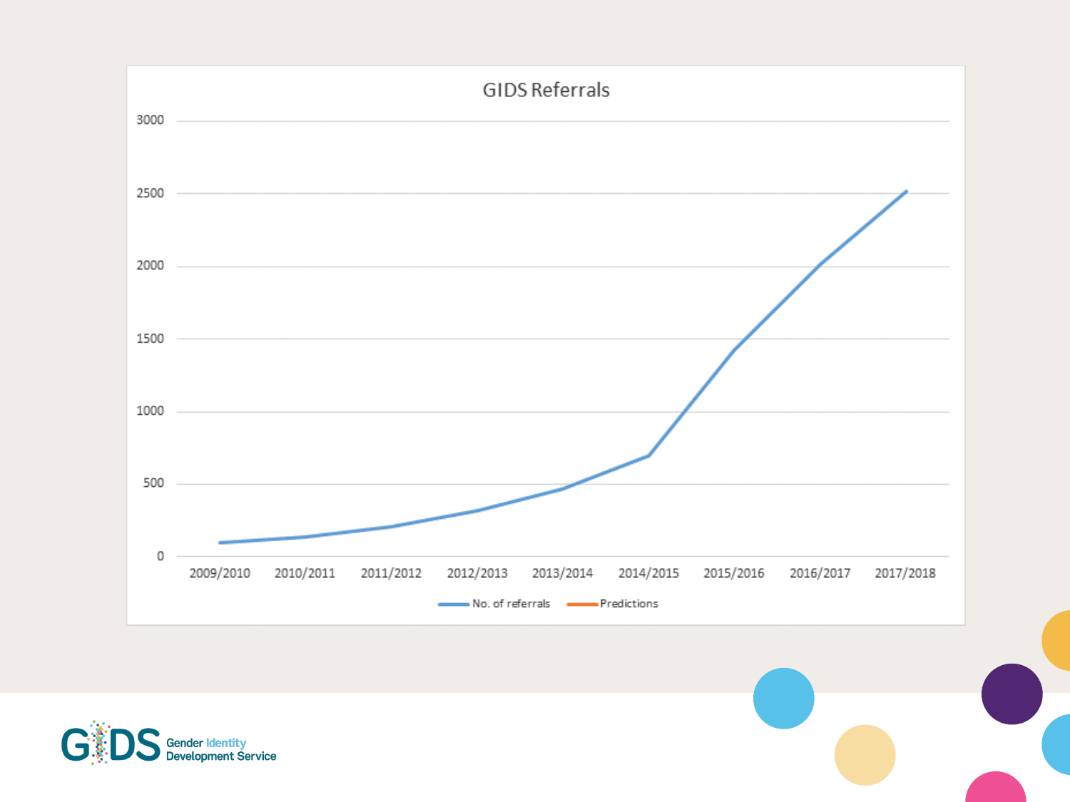# GIDS Referrals

| Year | No. of referrals |
| --- | --- |
| 2009/2010 | ~97 |
| 2010/2011 | ~138 |
| 2011/2012 | ~208 |
| 2012/2013 | ~314 |
| 2013/2014 | ~468 |
| 2014/2015 | ~697 |
| 2015/2016 | ~1419 |
| 2016/2017 | ~2016 |
| 2017/2018 | ~2519 |

Legend: No. of referrals; Predictions

GIDS Gender Identity Development Service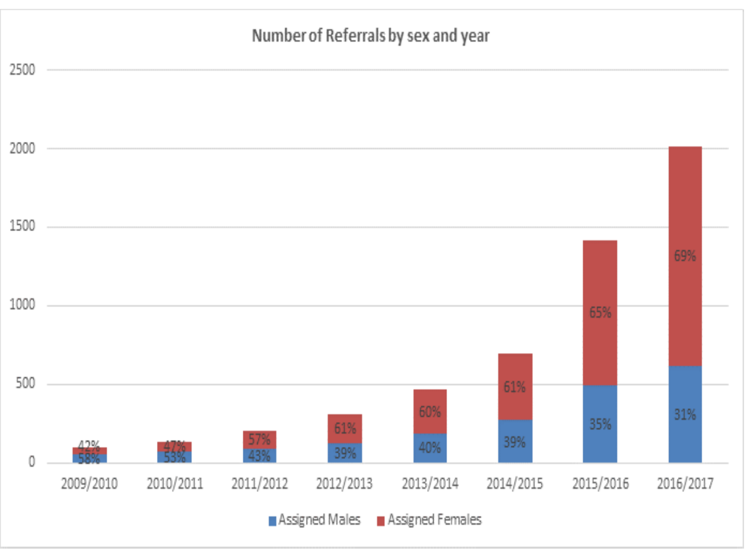**Number of Referrals by sex and year**

| Year | Assigned Males | Assigned Females |
|---|---|---|
| 2009/2010 | 58% | 42% |
| 2010/2011 | 53% | 47% |
| 2011/2012 | 43% | 57% |
| 2012/2013 | 39% | 61% |
| 2013/2014 | 40% | 60% |
| 2014/2015 | 39% | 61% |
| 2015/2016 | 35% | 65% |
| 2016/2017 | 31% | 69% |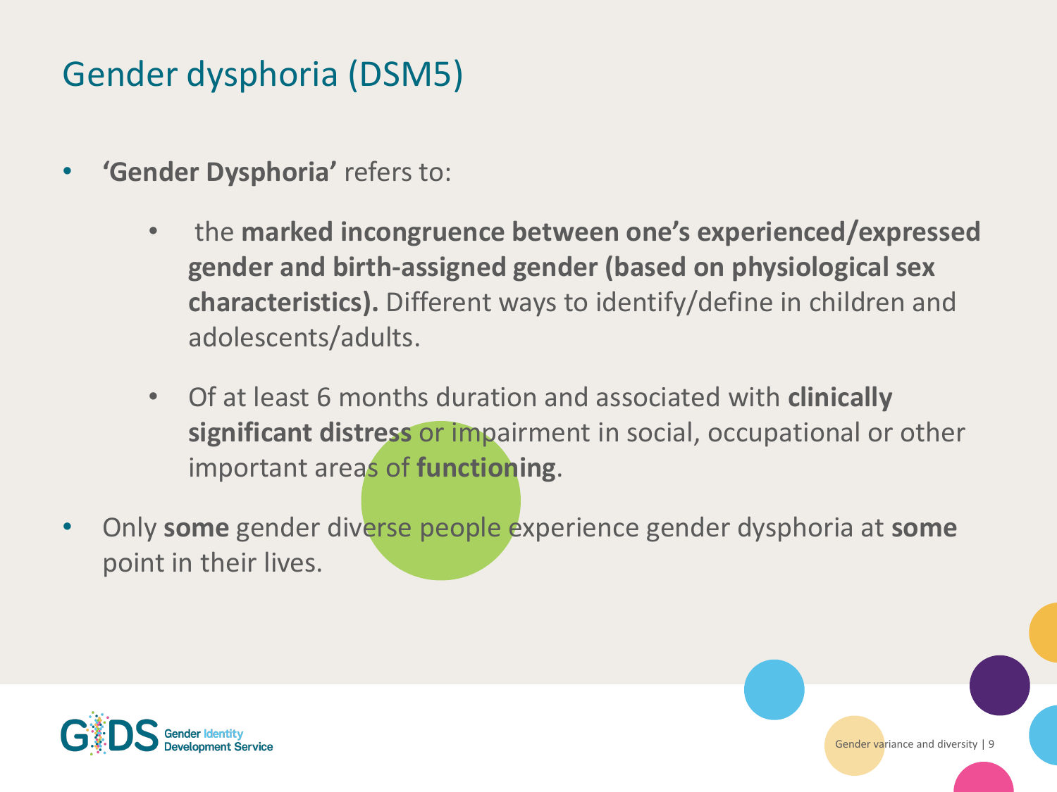# Gender dysphoria (DSM5)

- **'Gender Dysphoria'** refers to:
  - the **marked incongruence between one's experienced/expressed gender and birth-assigned gender (based on physiological sex characteristics).** Different ways to identify/define in children and adolescents/adults.
  - Of at least 6 months duration and associated with **clinically significant distress** or impairment in social, occupational or other important areas of **functioning**.
- Only **some** gender diverse people experience gender dysphoria at **some** point in their lives.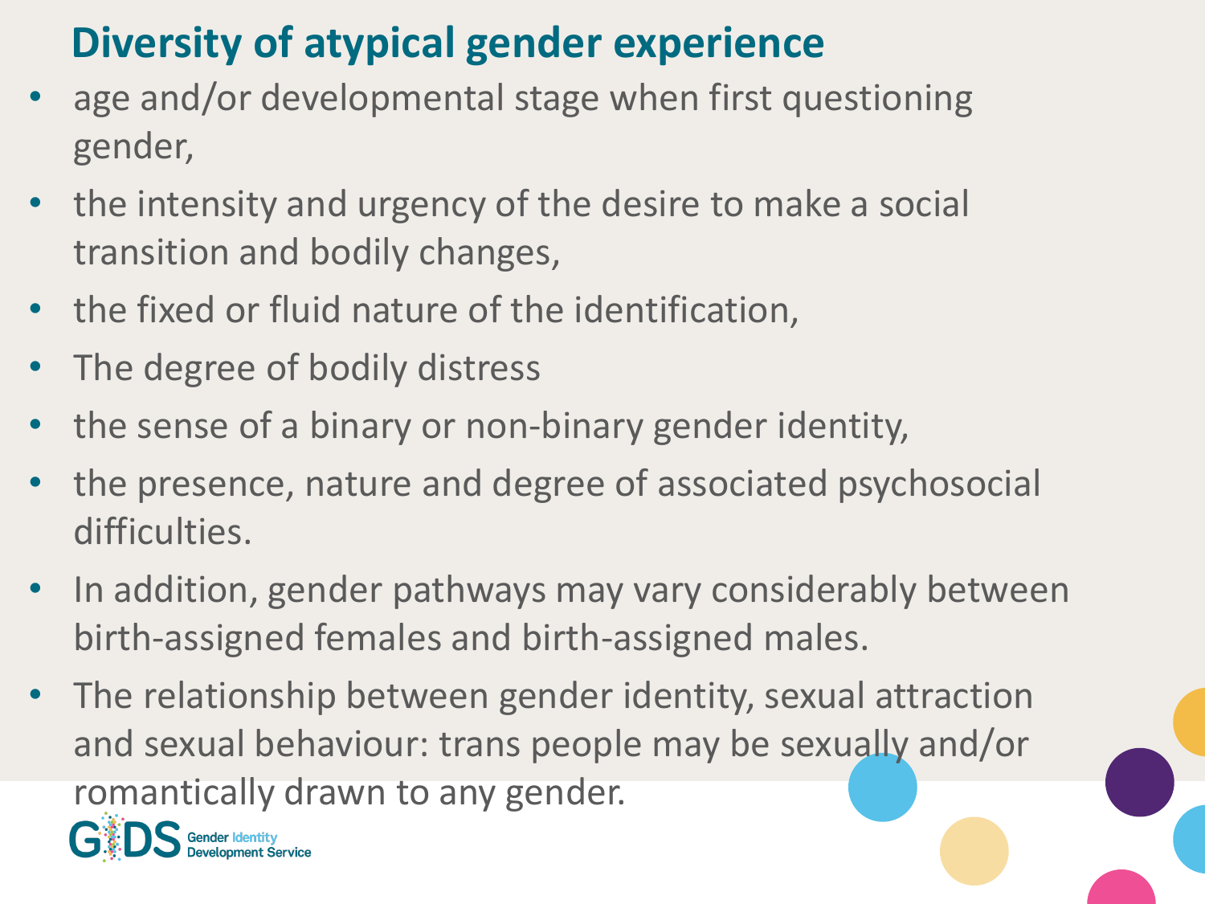# Diversity of atypical gender experience

- age and/or developmental stage when first questioning gender,
- the intensity and urgency of the desire to make a social transition and bodily changes,
- the fixed or fluid nature of the identification,
- The degree of bodily distress
- the sense of a binary or non-binary gender identity,
- the presence, nature and degree of associated psychosocial difficulties.
- In addition, gender pathways may vary considerably between birth-assigned females and birth-assigned males.
- The relationship between gender identity, sexual attraction and sexual behaviour: trans people may be sexually and/or romantically drawn to any gender.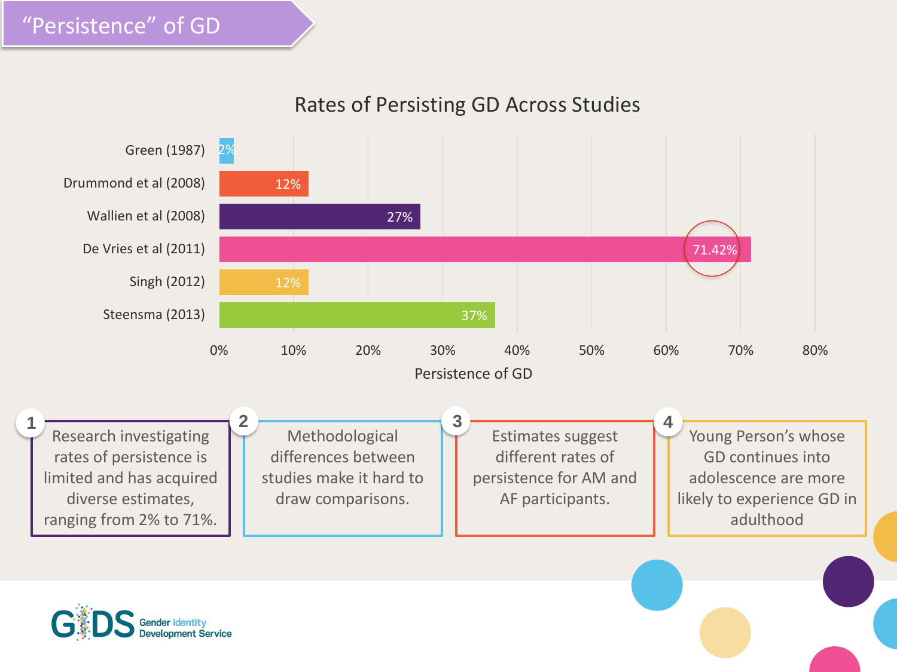# "Persistence" of GD

## Rates of Persisting GD Across Studies

| Study | Persistence of GD |
| --- | --- |
| Green (1987) | 2% |
| Drummond et al (2008) | 12% |
| Wallien et al (2008) | 27% |
| De Vries et al (2011) | 71.42% |
| Singh (2012) | 12% |
| Steensma (2013) | 37% |

1. Research investigating rates of persistence is limited and has acquired diverse estimates, ranging from 2% to 71%.
2. Methodological differences between studies make it hard to draw comparisons.
3. Estimates suggest different rates of persistence for AM and AF participants.
4. Young Person's whose GD continues into adolescence are more likely to experience GD in adulthood

GIDS Gender Identity Development Service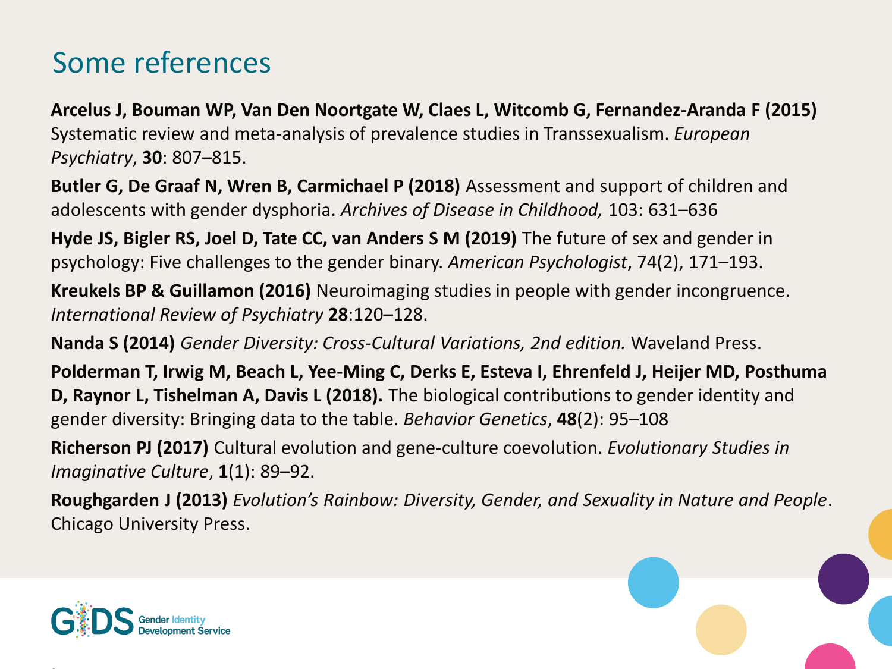# Some references

**Arcelus J, Bouman WP, Van Den Noortgate W, Claes L, Witcomb G, Fernandez-Aranda F (2015)** Systematic review and meta-analysis of prevalence studies in Transsexualism. *European Psychiatry*, **30**: 807–815.

**Butler G, De Graaf N, Wren B, Carmichael P (2018)** Assessment and support of children and adolescents with gender dysphoria. *Archives of Disease in Childhood,* 103: 631–636

**Hyde JS, Bigler RS, Joel D, Tate CC, van Anders S M (2019)** The future of sex and gender in psychology: Five challenges to the gender binary. *American Psychologist*, 74(2), 171–193.

**Kreukels BP & Guillamon (2016)** Neuroimaging studies in people with gender incongruence. *International Review of Psychiatry* **28**:120–128.

**Nanda S (2014)** *Gender Diversity: Cross-Cultural Variations, 2nd edition.* Waveland Press.

**Polderman T, Irwig M, Beach L, Yee-Ming C, Derks E, Esteva I, Ehrenfeld J, Heijer MD, Posthuma D, Raynor L, Tishelman A, Davis L (2018).** The biological contributions to gender identity and gender diversity: Bringing data to the table. *Behavior Genetics*, **48**(2): 95–108

**Richerson PJ (2017)** Cultural evolution and gene-culture coevolution. *Evolutionary Studies in Imaginative Culture*, **1**(1): 89–92.

**Roughgarden J (2013)** *Evolution's Rainbow: Diversity, Gender, and Sexuality in Nature and People*. Chicago University Press.

GIDS Gender Identity Development Service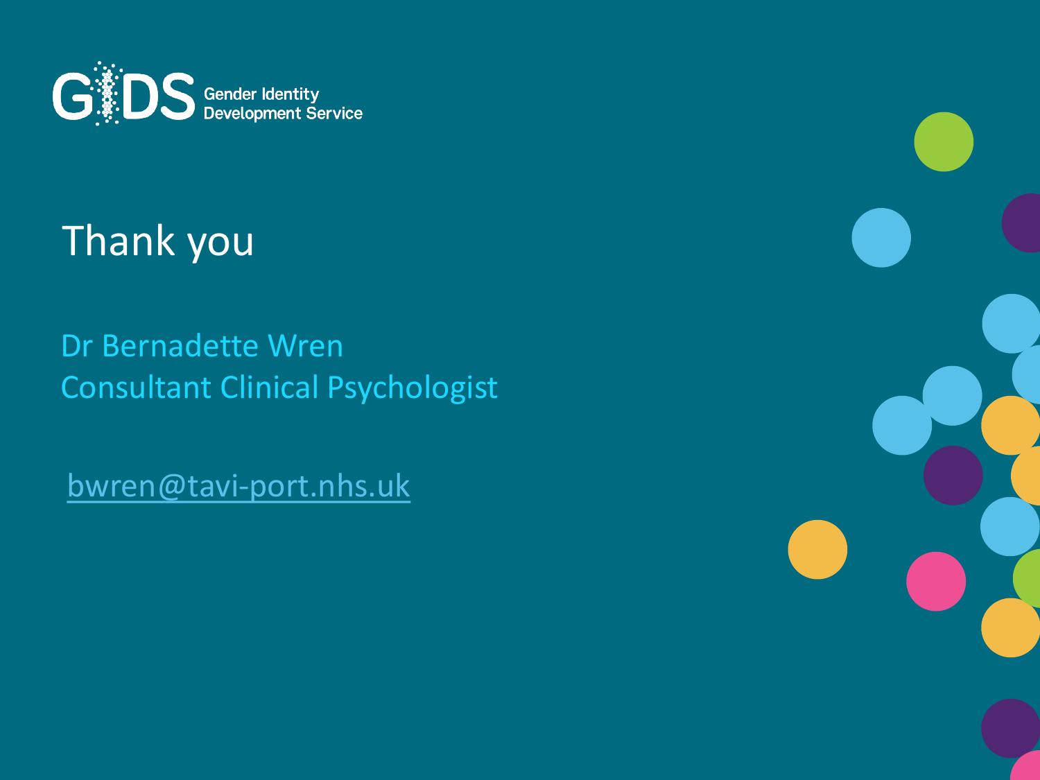GIDS Gender Identity Development Service

# Thank you

Dr Bernadette Wren
Consultant Clinical Psychologist

bwren@tavi-port.nhs.uk